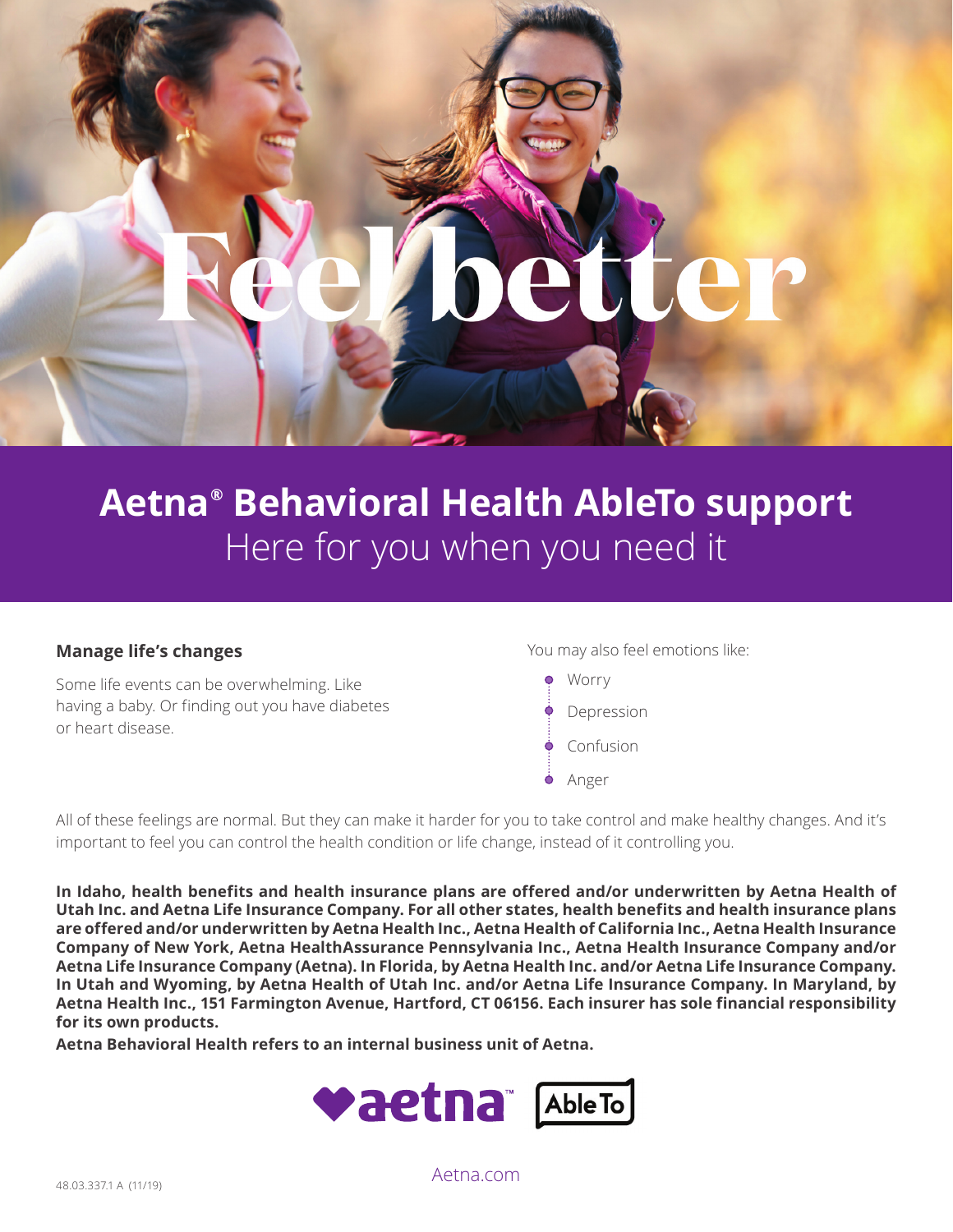# Feel better

## Aetna® Behavioral Health AbleTo support

Here for you when you need it

### Manage life's changes

Some life events can be overwhelming. Like having a baby. Or finding out you have diabetes or heart disease.

You may also feel emotions like:

- Worry
- Depression
- Confusion
- Anger

All of these feelings are normal. But they can make it harder for you to take control and make healthy changes. And it's important to feel you can control the health condition or life change, instead of it controlling you.

**In Idaho, health benefits and health insurance plans are offered and/or underwritten by Aetna Health of Utah Inc. and Aetna Life Insurance Company. For all other states, health benefits and health insurance plans are offered and/or underwritten by Aetna Health Inc., Aetna Health of California Inc., Aetna Health Insurance Company of New York, Aetna HealthAssurance Pennsylvania Inc., Aetna Health Insurance Company and/or Aetna Life Insurance Company (Aetna). In Florida, by Aetna Health Inc. and/or Aetna Life Insurance Company. In Utah and Wyoming, by Aetna Health of Utah Inc. and/or Aetna Life Insurance Company. In Maryland, by Aetna Health Inc., 151 Farmington Avenue, Hartford, CT 06156. Each insurer has sole financial responsibility for its own products.**

**Aetna Behavioral Health refers to an internal business unit of Aetna.**

aetna™ AbleTo

48.03.337.1 A (11/19)

Aetna.com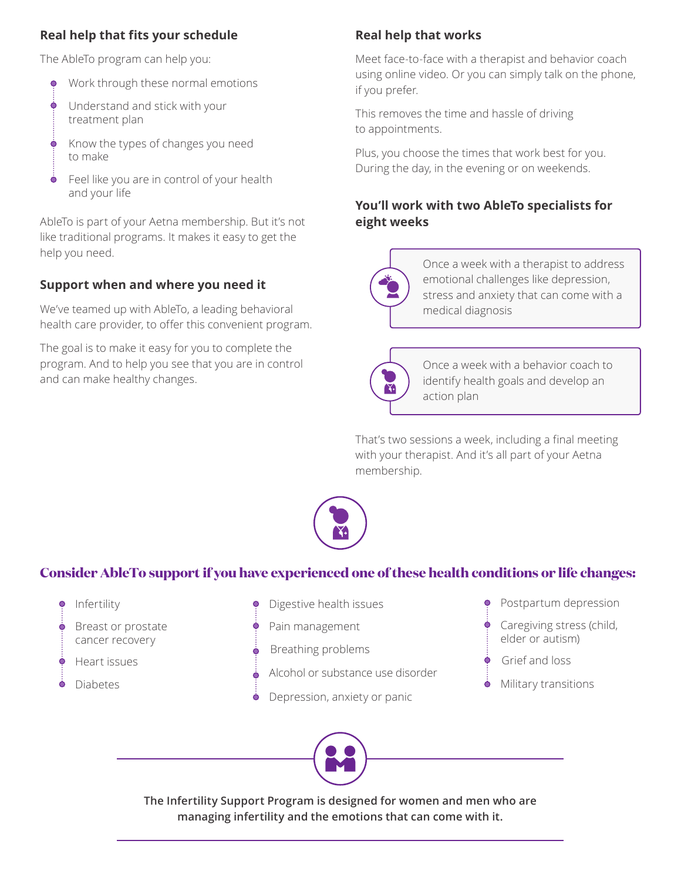### Real help that fits your schedule

The AbleTo program can help you:

- Work through these normal emotions
- Understand and stick with your treatment plan
- Know the types of changes you need to make
- Feel like you are in control of your health and your life

AbleTo is part of your Aetna membership. But it's not like traditional programs. It makes it easy to get the help you need.

### Support when and where you need it

We've teamed up with AbleTo, a leading behavioral health care provider, to offer this convenient program.

The goal is to make it easy for you to complete the program. And to help you see that you are in control and can make healthy changes.

### Real help that works

Meet face-to-face with a therapist and behavior coach using online video. Or you can simply talk on the phone, if you prefer.

This removes the time and hassle of driving to appointments.

Plus, you choose the times that work best for you. During the day, in the evening or on weekends.

### You'll work with two AbleTo specialists for eight weeks

Once a week with a therapist to address emotional challenges like depression, stress and anxiety that can come with a medical diagnosis

Once a week with a behavior coach to identify health goals and develop an action plan

That's two sessions a week, including a final meeting with your therapist. And it's all part of your Aetna membership.

## Consider AbleTo support if you have experienced one of these health conditions or life changes:

- Infertility
- Breast or prostate cancer recovery
- Heart issues
- Diabetes
- Digestive health issues
- Pain management
- Breathing problems
- Alcohol or substance use disorder
- Depression, anxiety or panic
- Postpartum depression
- Caregiving stress (child, elder or autism)
- Grief and loss
- Military transitions

**The Infertility Support Program is designed for women and men who are managing infertility and the emotions that can come with it.**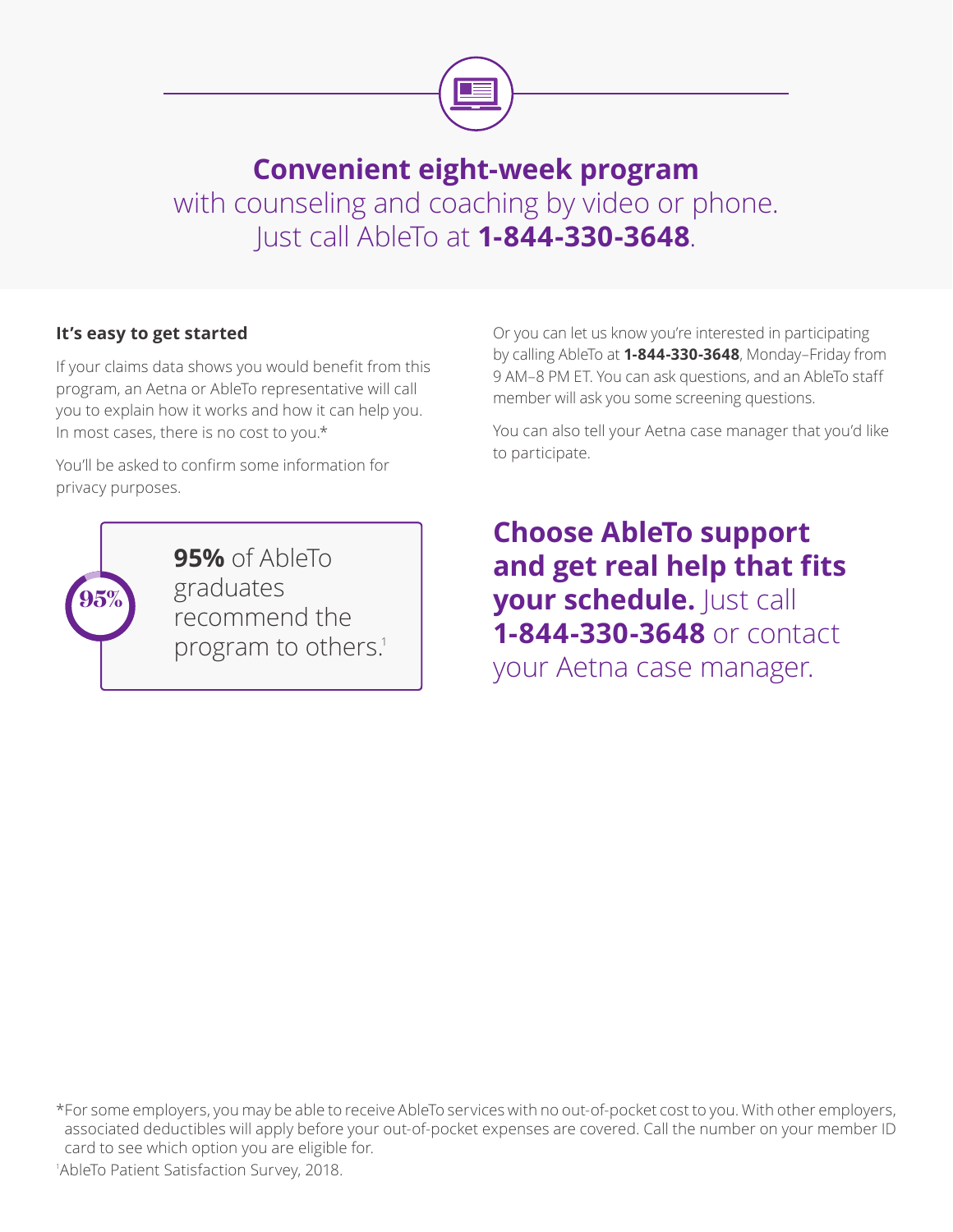## **Convenient eight-week program**

with counseling and coaching by video or phone. Just call AbleTo at **1-844-330-3648**.

### It's easy to get started

If your claims data shows you would benefit from this program, an Aetna or AbleTo representative will call you to explain how it works and how it can help you. In most cases, there is no cost to you.*

You'll be asked to confirm some information for privacy purposes.

Or you can let us know you're interested in participating by calling AbleTo at **1-844-330-3648**, Monday–Friday from 9 AM–8 PM ET. You can ask questions, and an AbleTo staff member will ask you some screening questions.

You can also tell your Aetna case manager that you'd like to participate.

95%

**95%** of AbleTo graduates recommend the program to others.[1]

**Choose AbleTo support and get real help that fits your schedule.** Just call **1-844-330-3648** or contact your Aetna case manager.

*For some employers, you may be able to receive AbleTo services with no out-of-pocket cost to you. With other employers, associated deductibles will apply before your out-of-pocket expenses are covered. Call the number on your member ID card to see which option you are eligible for.

[1]AbleTo Patient Satisfaction Survey, 2018.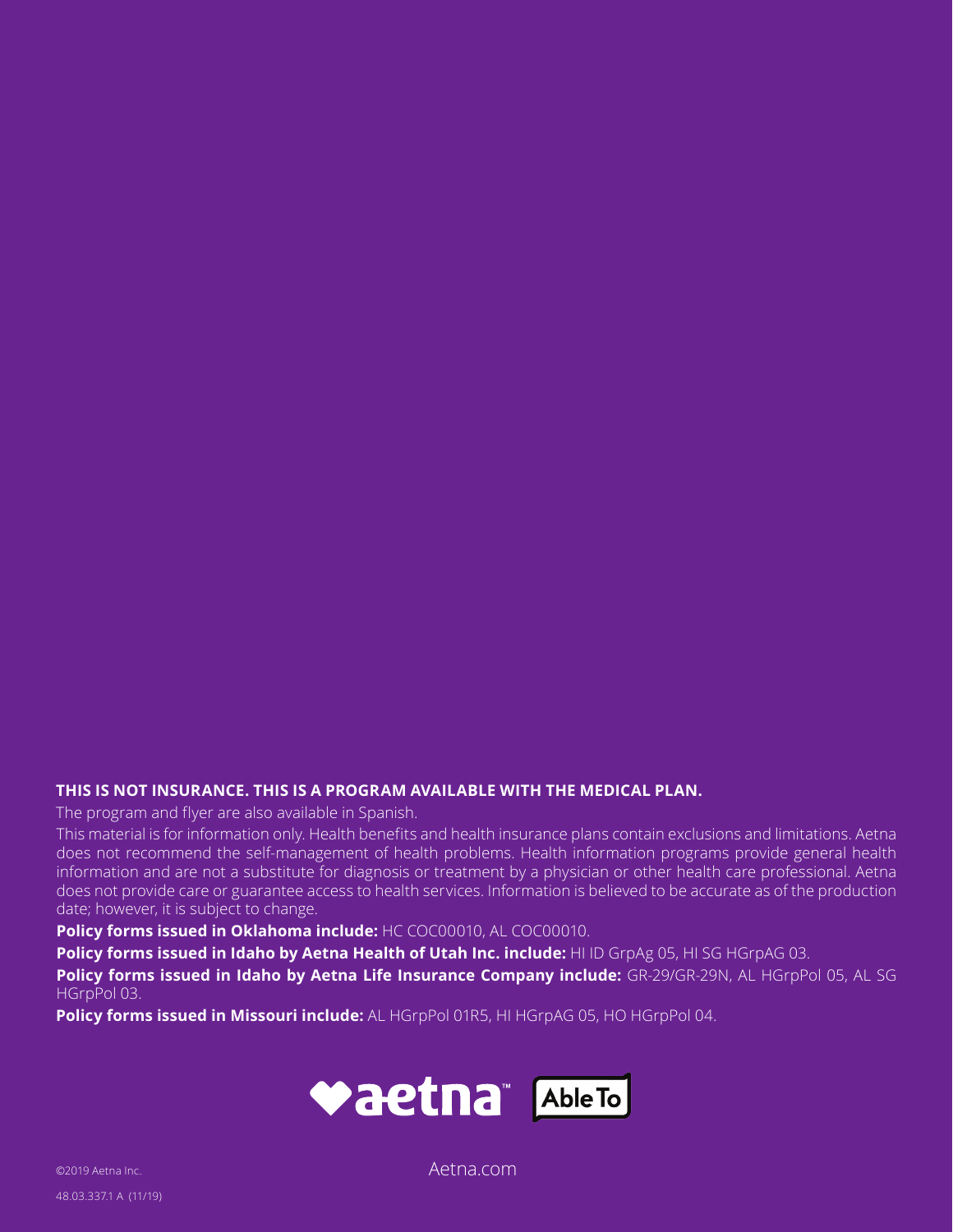**THIS IS NOT INSURANCE. THIS IS A PROGRAM AVAILABLE WITH THE MEDICAL PLAN.**

The program and flyer are also available in Spanish.

This material is for information only. Health benefits and health insurance plans contain exclusions and limitations. Aetna does not recommend the self-management of health problems. Health information programs provide general health information and are not a substitute for diagnosis or treatment by a physician or other health care professional. Aetna does not provide care or guarantee access to health services. Information is believed to be accurate as of the production date; however, it is subject to change.

**Policy forms issued in Oklahoma include:** HC COC00010, AL COC00010.

**Policy forms issued in Idaho by Aetna Health of Utah Inc. include:** HI ID GrpAg 05, HI SG HGrpAG 03.

**Policy forms issued in Idaho by Aetna Life Insurance Company include:** GR-29/GR-29N, AL HGrpPol 05, AL SG HGrpPol 03.

**Policy forms issued in Missouri include:** AL HGrpPol 01R5, HI HGrpAG 05, HO HGrpPol 04.

aetna™ AbleTo

©2019 Aetna Inc.

48.03.337.1 A (11/19)

Aetna.com